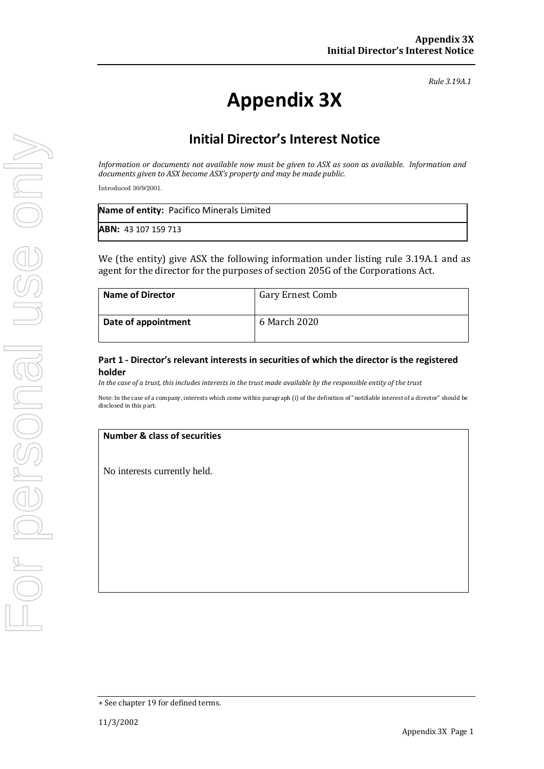*Rule 3.19A.1*

# Appendix 3X

## Initial Director's Interest Notice

*Information or documents not available now must be given to ASX as soon as available. Information and documents given to ASX become ASX's property and may be made public.*

Introduced 30/9/2001.

| **Name of entity:** Pacifico Minerals Limited |
|---|
| **ABN:** 43 107 159 713 |

We (the entity) give ASX the following information under listing rule 3.19A.1 and as agent for the director for the purposes of section 205G of the Corporations Act.

| **Name of Director** | Gary Ernest Comb |
|---|---|
| **Date of appointment** | 6 March 2020 |

### Part 1 - Director's relevant interests in securities of which the director is the registered holder

*In the case of a trust, this includes interests in the trust made available by the responsible entity of the trust*

Note: In the case of a company, interests which come within paragraph (i) of the definition of "notifiable interest of a director" should be disclosed in this part.

| **Number & class of securities** |
|---|
| No interests currently held. |

+ See chapter 19 for defined terms.

11/3/2002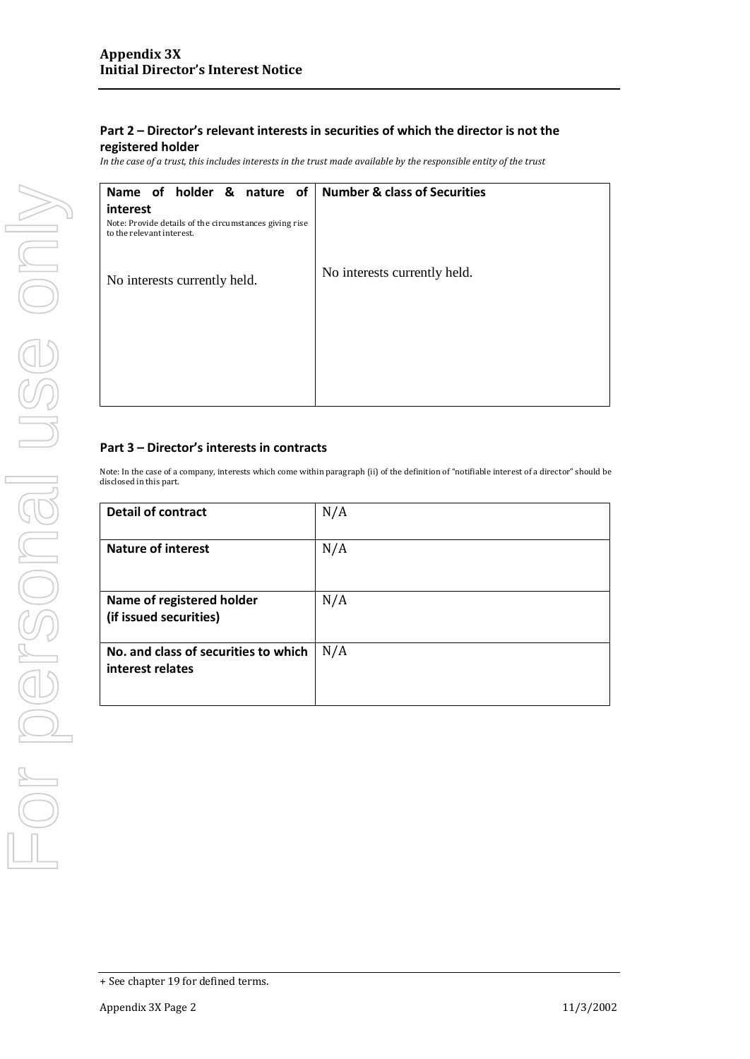## Part 2 – Director's relevant interests in securities of which the director is not the registered holder

*In the case of a trust, this includes interests in the trust made available by the responsible entity of the trust*

| Name of holder & nature of interest<br>Note: Provide details of the circumstances giving rise to the relevant interest. | Number & class of Securities |
|---|---|
| No interests currently held. | No interests currently held. |

## Part 3 – Director's interests in contracts

Note: In the case of a company, interests which come within paragraph (ii) of the definition of "notifiable interest of a director" should be disclosed in this part.

| | |
|---|---|
| **Detail of contract** | N/A |
| **Nature of interest** | N/A |
| **Name of registered holder (if issued securities)** | N/A |
| **No. and class of securities to which interest relates** | N/A |

+ See chapter 19 for defined terms.